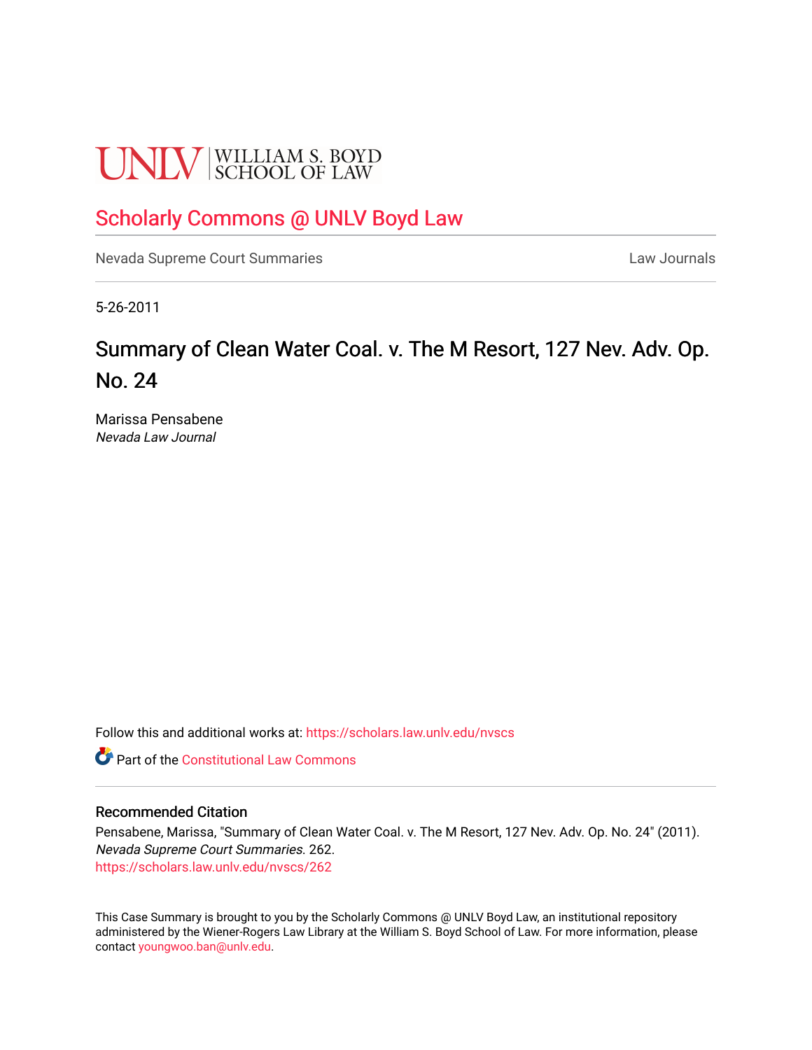UNLV | WILLIAM S. BOYD SCHOOL OF LAW

# Scholarly Commons @ UNLV Boyd Law

Nevada Supreme Court Summaries

Law Journals

5-26-2011

## Summary of Clean Water Coal. v. The M Resort, 127 Nev. Adv. Op. No. 24

Marissa Pensabene
*Nevada Law Journal*

Follow this and additional works at: https://scholars.law.unlv.edu/nvscs

Part of the Constitutional Law Commons

### Recommended Citation

Pensabene, Marissa, "Summary of Clean Water Coal. v. The M Resort, 127 Nev. Adv. Op. No. 24" (2011). *Nevada Supreme Court Summaries*. 262.
https://scholars.law.unlv.edu/nvscs/262

This Case Summary is brought to you by the Scholarly Commons @ UNLV Boyd Law, an institutional repository administered by the Wiener-Rogers Law Library at the William S. Boyd School of Law. For more information, please contact youngwoo.ban@unlv.edu.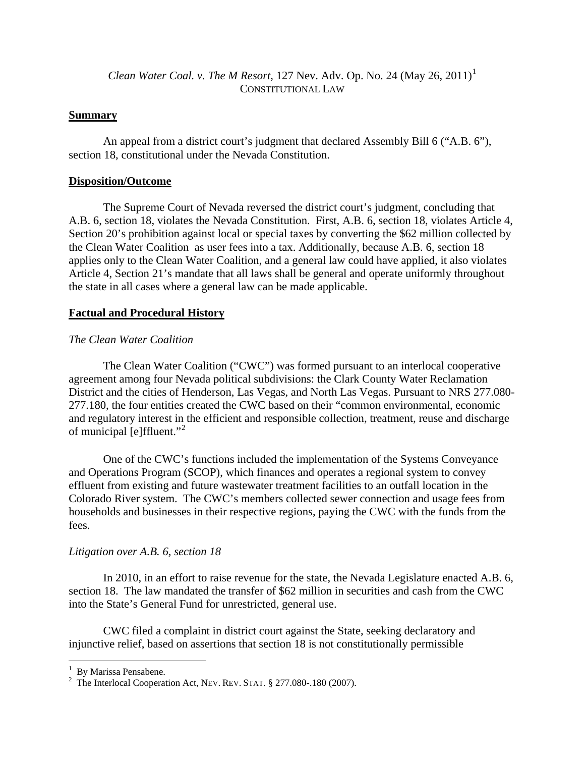*Clean Water Coal. v. The M Resort*, 127 Nev. Adv. Op. No. 24 (May 26, 2011)[1]

CONSTITUTIONAL LAW

## Summary

An appeal from a district court's judgment that declared Assembly Bill 6 ("A.B. 6"), section 18, constitutional under the Nevada Constitution.

## Disposition/Outcome

The Supreme Court of Nevada reversed the district court's judgment, concluding that A.B. 6, section 18, violates the Nevada Constitution. First, A.B. 6, section 18, violates Article 4, Section 20's prohibition against local or special taxes by converting the $62 million collected by the Clean Water Coalition as user fees into a tax. Additionally, because A.B. 6, section 18 applies only to the Clean Water Coalition, and a general law could have applied, it also violates Article 4, Section 21's mandate that all laws shall be general and operate uniformly throughout the state in all cases where a general law can be made applicable.

## Factual and Procedural History

*The Clean Water Coalition*

The Clean Water Coalition ("CWC") was formed pursuant to an interlocal cooperative agreement among four Nevada political subdivisions: the Clark County Water Reclamation District and the cities of Henderson, Las Vegas, and North Las Vegas. Pursuant to NRS 277.080-277.180, the four entities created the CWC based on their "common environmental, economic and regulatory interest in the efficient and responsible collection, treatment, reuse and discharge of municipal [e]ffluent."[2]

One of the CWC's functions included the implementation of the Systems Conveyance and Operations Program (SCOP), which finances and operates a regional system to convey effluent from existing and future wastewater treatment facilities to an outfall location in the Colorado River system. The CWC's members collected sewer connection and usage fees from households and businesses in their respective regions, paying the CWC with the funds from the fees.

*Litigation over A.B. 6, section 18*

In 2010, in an effort to raise revenue for the state, the Nevada Legislature enacted A.B. 6, section 18. The law mandated the transfer of $62 million in securities and cash from the CWC into the State's General Fund for unrestricted, general use.

CWC filed a complaint in district court against the State, seeking declaratory and injunctive relief, based on assertions that section 18 is not constitutionally permissible

---

[1] By Marissa Pensabene.

[2] The Interlocal Cooperation Act, NEV. REV. STAT. § 277.080-.180 (2007).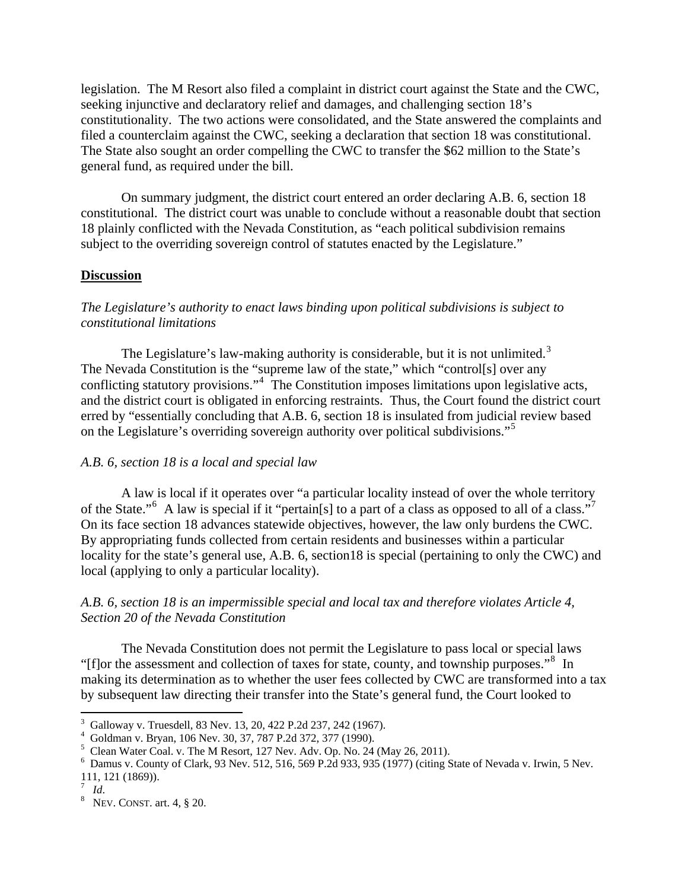legislation. The M Resort also filed a complaint in district court against the State and the CWC, seeking injunctive and declaratory relief and damages, and challenging section 18's constitutionality. The two actions were consolidated, and the State answered the complaints and filed a counterclaim against the CWC, seeking a declaration that section 18 was constitutional. The State also sought an order compelling the CWC to transfer the $62 million to the State's general fund, as required under the bill.

On summary judgment, the district court entered an order declaring A.B. 6, section 18 constitutional. The district court was unable to conclude without a reasonable doubt that section 18 plainly conflicted with the Nevada Constitution, as "each political subdivision remains subject to the overriding sovereign control of statutes enacted by the Legislature."

**Discussion**

*The Legislature's authority to enact laws binding upon political subdivisions is subject to constitutional limitations*

The Legislature's law-making authority is considerable, but it is not unlimited.[3] The Nevada Constitution is the "supreme law of the state," which "control[s] over any conflicting statutory provisions."[4] The Constitution imposes limitations upon legislative acts, and the district court is obligated in enforcing restraints. Thus, the Court found the district court erred by "essentially concluding that A.B. 6, section 18 is insulated from judicial review based on the Legislature's overriding sovereign authority over political subdivisions."[5]

*A.B. 6, section 18 is a local and special law*

A law is local if it operates over "a particular locality instead of over the whole territory of the State."[6] A law is special if it "pertain[s] to a part of a class as opposed to all of a class."[7] On its face section 18 advances statewide objectives, however, the law only burdens the CWC. By appropriating funds collected from certain residents and businesses within a particular locality for the state's general use, A.B. 6, section18 is special (pertaining to only the CWC) and local (applying to only a particular locality).

*A.B. 6, section 18 is an impermissible special and local tax and therefore violates Article 4, Section 20 of the Nevada Constitution*

The Nevada Constitution does not permit the Legislature to pass local or special laws "[f]or the assessment and collection of taxes for state, county, and township purposes."[8] In making its determination as to whether the user fees collected by CWC are transformed into a tax by subsequent law directing their transfer into the State's general fund, the Court looked to

---

[3] Galloway v. Truesdell, 83 Nev. 13, 20, 422 P.2d 237, 242 (1967).

[4] Goldman v. Bryan, 106 Nev. 30, 37, 787 P.2d 372, 377 (1990).

[5] Clean Water Coal. v. The M Resort, 127 Nev. Adv. Op. No. 24 (May 26, 2011).

[6] Damus v. County of Clark, 93 Nev. 512, 516, 569 P.2d 933, 935 (1977) (citing State of Nevada v. Irwin, 5 Nev. 111, 121 (1869)).

[7] *Id.*

[8] NEV. CONST. art. 4, § 20.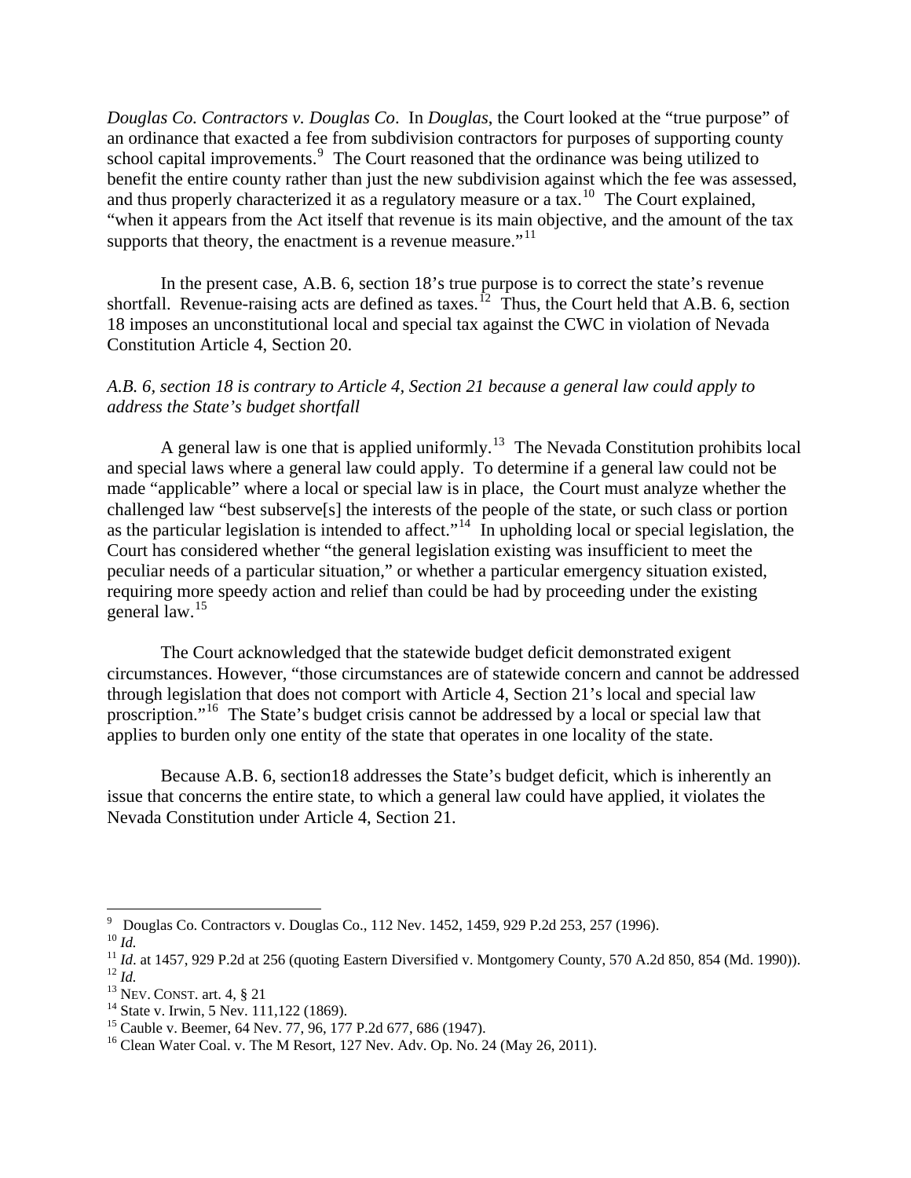*Douglas Co. Contractors v. Douglas Co*. In *Douglas*, the Court looked at the "true purpose" of an ordinance that exacted a fee from subdivision contractors for purposes of supporting county school capital improvements.[9] The Court reasoned that the ordinance was being utilized to benefit the entire county rather than just the new subdivision against which the fee was assessed, and thus properly characterized it as a regulatory measure or a tax.[10] The Court explained, "when it appears from the Act itself that revenue is its main objective, and the amount of the tax supports that theory, the enactment is a revenue measure."[11]

In the present case, A.B. 6, section 18's true purpose is to correct the state's revenue shortfall. Revenue-raising acts are defined as taxes.[12] Thus, the Court held that A.B. 6, section 18 imposes an unconstitutional local and special tax against the CWC in violation of Nevada Constitution Article 4, Section 20.

*A.B. 6, section 18 is contrary to Article 4, Section 21 because a general law could apply to address the State's budget shortfall*

A general law is one that is applied uniformly.[13] The Nevada Constitution prohibits local and special laws where a general law could apply. To determine if a general law could not be made "applicable" where a local or special law is in place, the Court must analyze whether the challenged law "best subserve[s] the interests of the people of the state, or such class or portion as the particular legislation is intended to affect."[14] In upholding local or special legislation, the Court has considered whether "the general legislation existing was insufficient to meet the peculiar needs of a particular situation," or whether a particular emergency situation existed, requiring more speedy action and relief than could be had by proceeding under the existing general law.[15]

The Court acknowledged that the statewide budget deficit demonstrated exigent circumstances. However, "those circumstances are of statewide concern and cannot be addressed through legislation that does not comport with Article 4, Section 21's local and special law proscription."[16] The State's budget crisis cannot be addressed by a local or special law that applies to burden only one entity of the state that operates in one locality of the state.

Because A.B. 6, section18 addresses the State's budget deficit, which is inherently an issue that concerns the entire state, to which a general law could have applied, it violates the Nevada Constitution under Article 4, Section 21.

---

[9] Douglas Co. Contractors v. Douglas Co., 112 Nev. 1452, 1459, 929 P.2d 253, 257 (1996).
[10] *Id.*
[11] *Id*. at 1457, 929 P.2d at 256 (quoting Eastern Diversified v. Montgomery County, 570 A.2d 850, 854 (Md. 1990)).
[12] *Id.*
[13] NEV. CONST. art. 4, § 21
[14] State v. Irwin, 5 Nev. 111,122 (1869).
[15] Cauble v. Beemer, 64 Nev. 77, 96, 177 P.2d 677, 686 (1947).
[16] Clean Water Coal. v. The M Resort, 127 Nev. Adv. Op. No. 24 (May 26, 2011).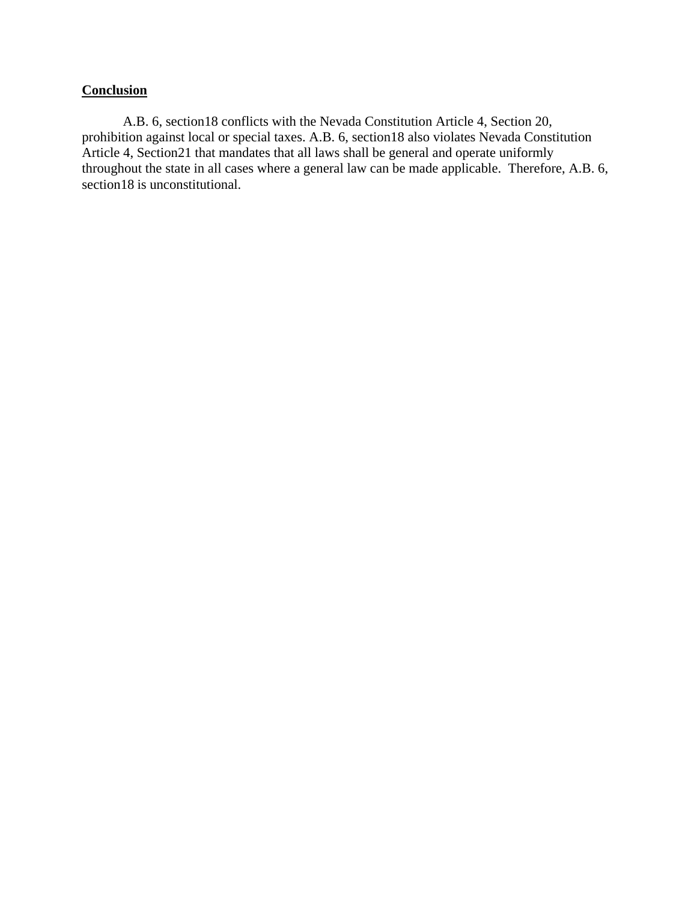**Conclusion**

A.B. 6, section18 conflicts with the Nevada Constitution Article 4, Section 20, prohibition against local or special taxes. A.B. 6, section18 also violates Nevada Constitution Article 4, Section21 that mandates that all laws shall be general and operate uniformly throughout the state in all cases where a general law can be made applicable. Therefore, A.B. 6, section18 is unconstitutional.